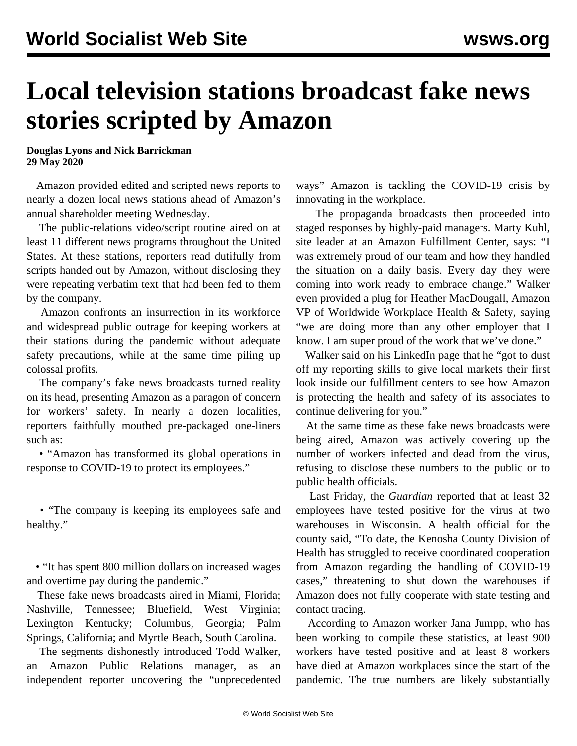# Local television stations broadcast fake news stories scripted by Amazon

**Douglas Lyons and Nick Barrickman**
**29 May 2020**

Amazon provided edited and scripted news reports to nearly a dozen local news stations ahead of Amazon's annual shareholder meeting Wednesday.

The public-relations video/script routine aired on at least 11 different news programs throughout the United States. At these stations, reporters read dutifully from scripts handed out by Amazon, without disclosing they were repeating verbatim text that had been fed to them by the company.

Amazon confronts an insurrection in its workforce and widespread public outrage for keeping workers at their stations during the pandemic without adequate safety precautions, while at the same time piling up colossal profits.

The company's fake news broadcasts turned reality on its head, presenting Amazon as a paragon of concern for workers' safety. In nearly a dozen localities, reporters faithfully mouthed pre-packaged one-liners such as:

- "Amazon has transformed its global operations in response to COVID-19 to protect its employees."
- "The company is keeping its employees safe and healthy."
- "It has spent 800 million dollars on increased wages and overtime pay during the pandemic."

These fake news broadcasts aired in Miami, Florida; Nashville, Tennessee; Bluefield, West Virginia; Lexington Kentucky; Columbus, Georgia; Palm Springs, California; and Myrtle Beach, South Carolina.

The segments dishonestly introduced Todd Walker, an Amazon Public Relations manager, as an independent reporter uncovering the "unprecedented ways" Amazon is tackling the COVID-19 crisis by innovating in the workplace.

The propaganda broadcasts then proceeded into staged responses by highly-paid managers. Marty Kuhl, site leader at an Amazon Fulfillment Center, says: "I was extremely proud of our team and how they handled the situation on a daily basis. Every day they were coming into work ready to embrace change." Walker even provided a plug for Heather MacDougall, Amazon VP of Worldwide Workplace Health & Safety, saying "we are doing more than any other employer that I know. I am super proud of the work that we've done."

Walker said on his LinkedIn page that he "got to dust off my reporting skills to give local markets their first look inside our fulfillment centers to see how Amazon is protecting the health and safety of its associates to continue delivering for you."

At the same time as these fake news broadcasts were being aired, Amazon was actively covering up the number of workers infected and dead from the virus, refusing to disclose these numbers to the public or to public health officials.

Last Friday, the *Guardian* reported that at least 32 employees have tested positive for the virus at two warehouses in Wisconsin. A health official for the county said, "To date, the Kenosha County Division of Health has struggled to receive coordinated cooperation from Amazon regarding the handling of COVID-19 cases," threatening to shut down the warehouses if Amazon does not fully cooperate with state testing and contact tracing.

According to Amazon worker Jana Jumpp, who has been working to compile these statistics, at least 900 workers have tested positive and at least 8 workers have died at Amazon workplaces since the start of the pandemic. The true numbers are likely substantially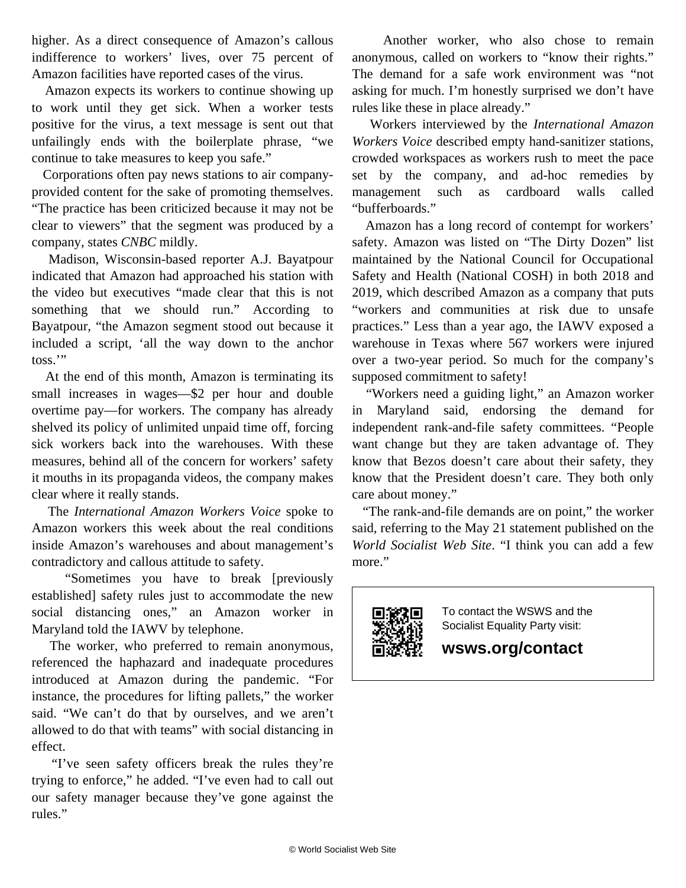higher. As a direct consequence of Amazon's callous indifference to workers' lives, over 75 percent of Amazon facilities have reported cases of the virus.

Amazon expects its workers to continue showing up to work until they get sick. When a worker tests positive for the virus, a text message is sent out that unfailingly ends with the boilerplate phrase, "we continue to take measures to keep you safe."

Corporations often pay news stations to air company-provided content for the sake of promoting themselves. "The practice has been criticized because it may not be clear to viewers" that the segment was produced by a company, states *CNBC* mildly.

Madison, Wisconsin-based reporter A.J. Bayatpour indicated that Amazon had approached his station with the video but executives "made clear that this is not something that we should run." According to Bayatpour, "the Amazon segment stood out because it included a script, 'all the way down to the anchor toss.'"

At the end of this month, Amazon is terminating its small increases in wages—$2 per hour and double overtime pay—for workers. The company has already shelved its policy of unlimited unpaid time off, forcing sick workers back into the warehouses. With these measures, behind all of the concern for workers' safety it mouths in its propaganda videos, the company makes clear where it really stands.

The *International Amazon Workers Voice* spoke to Amazon workers this week about the real conditions inside Amazon's warehouses and about management's contradictory and callous attitude to safety.

"Sometimes you have to break [previously established] safety rules just to accommodate the new social distancing ones," an Amazon worker in Maryland told the IAWV by telephone.

The worker, who preferred to remain anonymous, referenced the haphazard and inadequate procedures introduced at Amazon during the pandemic. "For instance, the procedures for lifting pallets," the worker said. "We can't do that by ourselves, and we aren't allowed to do that with teams" with social distancing in effect.

"I've seen safety officers break the rules they're trying to enforce," he added. "I've even had to call out our safety manager because they've gone against the rules."

Another worker, who also chose to remain anonymous, called on workers to "know their rights." The demand for a safe work environment was "not asking for much. I'm honestly surprised we don't have rules like these in place already."

Workers interviewed by the *International Amazon Workers Voice* described empty hand-sanitizer stations, crowded workspaces as workers rush to meet the pace set by the company, and ad-hoc remedies by management such as cardboard walls called "bufferboards."

Amazon has a long record of contempt for workers' safety. Amazon was listed on "The Dirty Dozen" list maintained by the National Council for Occupational Safety and Health (National COSH) in both 2018 and 2019, which described Amazon as a company that puts "workers and communities at risk due to unsafe practices." Less than a year ago, the IAWV exposed a warehouse in Texas where 567 workers were injured over a two-year period. So much for the company's supposed commitment to safety!

"Workers need a guiding light," an Amazon worker in Maryland said, endorsing the demand for independent rank-and-file safety committees. "People want change but they are taken advantage of. They know that Bezos doesn't care about their safety, they know that the President doesn't care. They both only care about money."

"The rank-and-file demands are on point," the worker said, referring to the May 21 statement published on the *World Socialist Web Site*. "I think you can add a few more."

To contact the WSWS and the Socialist Equality Party visit:

**wsws.org/contact**